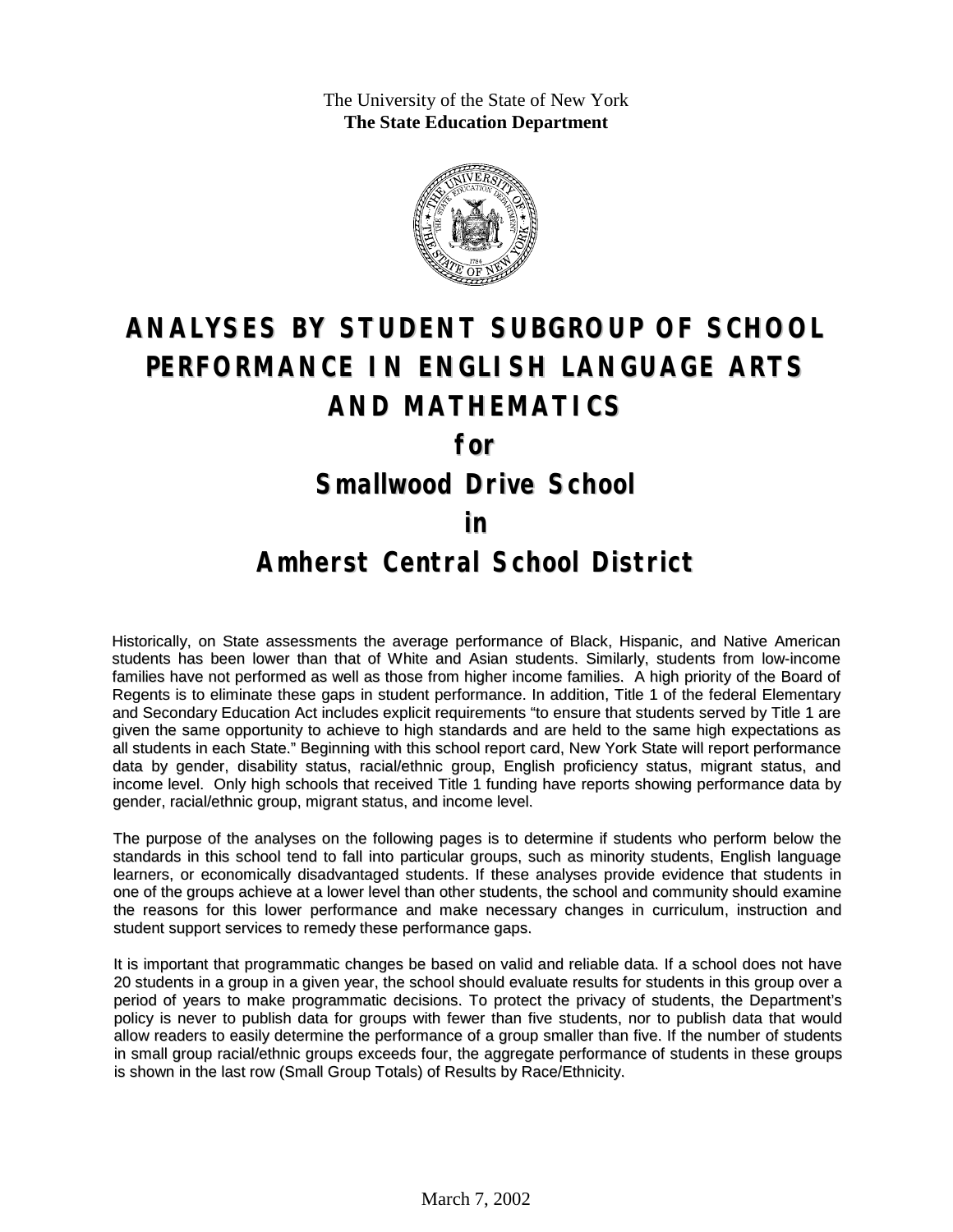The University of the State of New York
**The State Education Department**

# ANALYSES BY STUDENT SUBGROUP OF SCHOOL PERFORMANCE IN ENGLISH LANGUAGE ARTS AND MATHEMATICS

## for

## Smallwood Drive School

## in

## Amherst Central School District

Historically, on State assessments the average performance of Black, Hispanic, and Native American students has been lower than that of White and Asian students. Similarly, students from low-income families have not performed as well as those from higher income families. A high priority of the Board of Regents is to eliminate these gaps in student performance. In addition, Title 1 of the federal Elementary and Secondary Education Act includes explicit requirements "to ensure that students served by Title 1 are given the same opportunity to achieve to high standards and are held to the same high expectations as all students in each State." Beginning with this school report card, New York State will report performance data by gender, disability status, racial/ethnic group, English proficiency status, migrant status, and income level. Only high schools that received Title 1 funding have reports showing performance data by gender, racial/ethnic group, migrant status, and income level.

The purpose of the analyses on the following pages is to determine if students who perform below the standards in this school tend to fall into particular groups, such as minority students, English language learners, or economically disadvantaged students. If these analyses provide evidence that students in one of the groups achieve at a lower level than other students, the school and community should examine the reasons for this lower performance and make necessary changes in curriculum, instruction and student support services to remedy these performance gaps.

It is important that programmatic changes be based on valid and reliable data. If a school does not have 20 students in a group in a given year, the school should evaluate results for students in this group over a period of years to make programmatic decisions. To protect the privacy of students, the Department's policy is never to publish data for groups with fewer than five students, nor to publish data that would allow readers to easily determine the performance of a group smaller than five. If the number of students in small group racial/ethnic groups exceeds four, the aggregate performance of students in these groups is shown in the last row (Small Group Totals) of Results by Race/Ethnicity.

March 7, 2002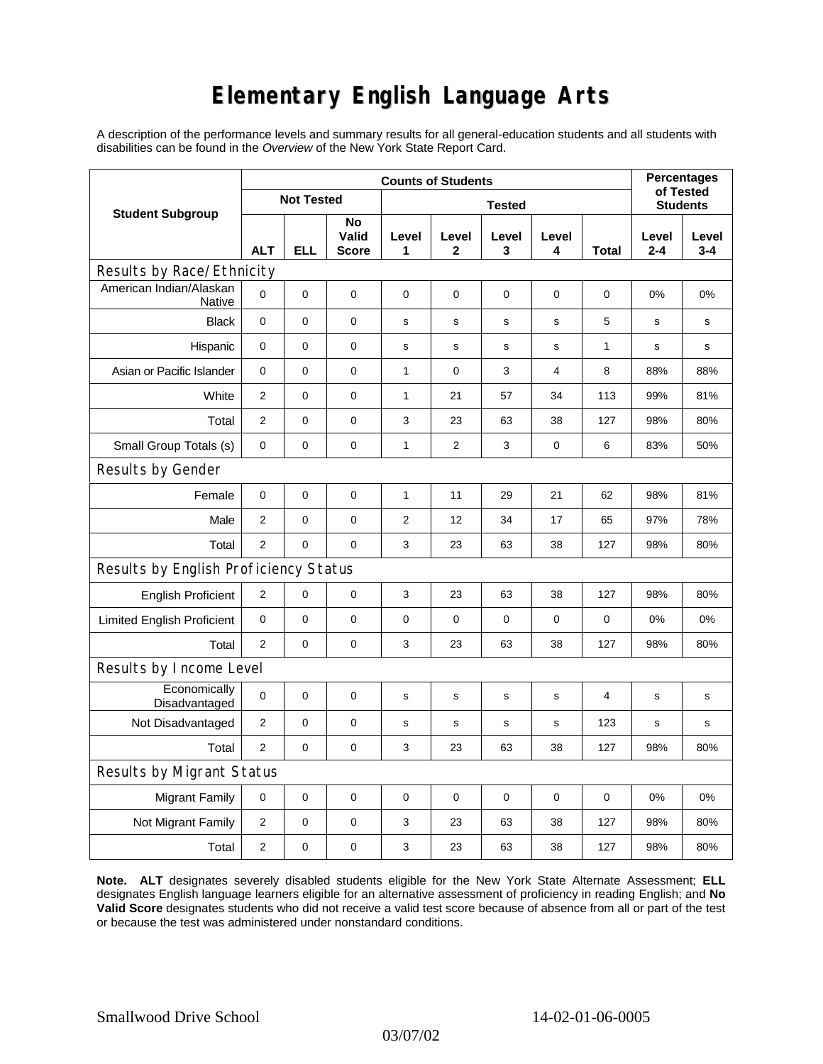# Elementary English Language Arts

A description of the performance levels and summary results for all general-education students and all students with disabilities can be found in the *Overview* of the New York State Report Card.

| Student Subgroup | Counts of Students | | | | | | | | Percentages of Tested Students | |
|---|---|---|---|---|---|---|---|---|---|---|
| | Not Tested | | | Tested | | | | | | |
| | ALT | ELL | No Valid Score | Level 1 | Level 2 | Level 3 | Level 4 | Total | Level 2-4 | Level 3-4 |
| **Results by Race/Ethnicity** | | | | | | | | | | |
| American Indian/Alaskan Native | 0 | 0 | 0 | 0 | 0 | 0 | 0 | 0 | 0% | 0% |
| Black | 0 | 0 | 0 | s | s | s | s | 5 | s | s |
| Hispanic | 0 | 0 | 0 | s | s | s | s | 1 | s | s |
| Asian or Pacific Islander | 0 | 0 | 0 | 1 | 0 | 3 | 4 | 8 | 88% | 88% |
| White | 2 | 0 | 0 | 1 | 21 | 57 | 34 | 113 | 99% | 81% |
| Total | 2 | 0 | 0 | 3 | 23 | 63 | 38 | 127 | 98% | 80% |
| Small Group Totals (s) | 0 | 0 | 0 | 1 | 2 | 3 | 0 | 6 | 83% | 50% |
| **Results by Gender** | | | | | | | | | | |
| Female | 0 | 0 | 0 | 1 | 11 | 29 | 21 | 62 | 98% | 81% |
| Male | 2 | 0 | 0 | 2 | 12 | 34 | 17 | 65 | 97% | 78% |
| Total | 2 | 0 | 0 | 3 | 23 | 63 | 38 | 127 | 98% | 80% |
| **Results by English Proficiency Status** | | | | | | | | | | |
| English Proficient | 2 | 0 | 0 | 3 | 23 | 63 | 38 | 127 | 98% | 80% |
| Limited English Proficient | 0 | 0 | 0 | 0 | 0 | 0 | 0 | 0 | 0% | 0% |
| Total | 2 | 0 | 0 | 3 | 23 | 63 | 38 | 127 | 98% | 80% |
| **Results by Income Level** | | | | | | | | | | |
| Economically Disadvantaged | 0 | 0 | 0 | s | s | s | s | 4 | s | s |
| Not Disadvantaged | 2 | 0 | 0 | s | s | s | s | 123 | s | s |
| Total | 2 | 0 | 0 | 3 | 23 | 63 | 38 | 127 | 98% | 80% |
| **Results by Migrant Status** | | | | | | | | | | |
| Migrant Family | 0 | 0 | 0 | 0 | 0 | 0 | 0 | 0 | 0% | 0% |
| Not Migrant Family | 2 | 0 | 0 | 3 | 23 | 63 | 38 | 127 | 98% | 80% |
| Total | 2 | 0 | 0 | 3 | 23 | 63 | 38 | 127 | 98% | 80% |

**Note. ALT** designates severely disabled students eligible for the New York State Alternate Assessment; **ELL** designates English language learners eligible for an alternative assessment of proficiency in reading English; and **No Valid Score** designates students who did not receive a valid test score because of absence from all or part of the test or because the test was administered under nonstandard conditions.

Smallwood Drive School 14-02-01-06-0005

03/07/02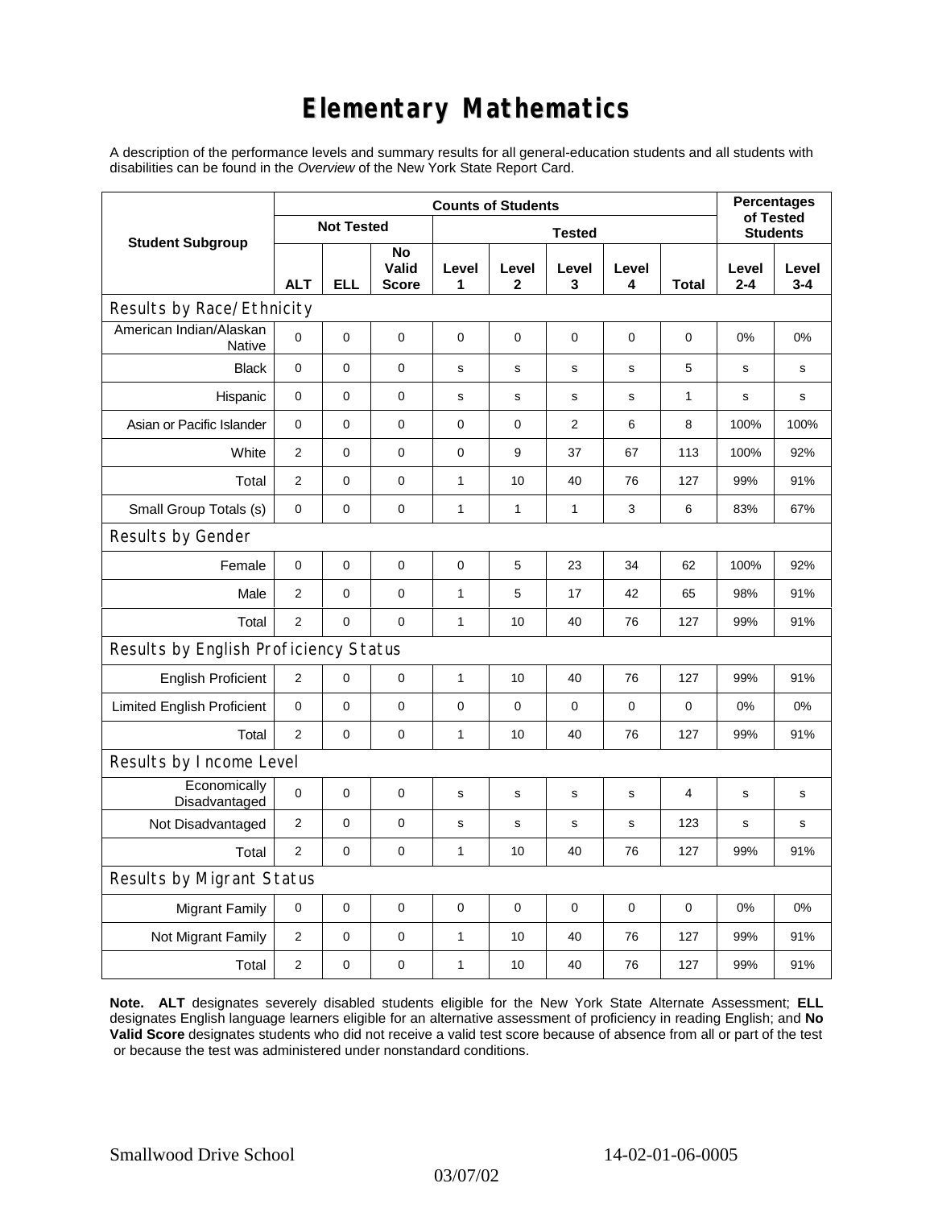# Elementary Mathematics

A description of the performance levels and summary results for all general-education students and all students with disabilities can be found in the *Overview* of the New York State Report Card.

| Student Subgroup | Counts of Students | | | | | | | | Percentages of Tested Students | |
|---|---|---|---|---|---|---|---|---|---|---|
| | Not Tested | | | Tested | | | | | | |
| | ALT | ELL | No Valid Score | Level 1 | Level 2 | Level 3 | Level 4 | Total | Level 2-4 | Level 3-4 |
| **Results by Race/Ethnicity** | | | | | | | | | | |
| American Indian/Alaskan Native | 0 | 0 | 0 | 0 | 0 | 0 | 0 | 0 | 0% | 0% |
| Black | 0 | 0 | 0 | s | s | s | s | 5 | s | s |
| Hispanic | 0 | 0 | 0 | s | s | s | s | 1 | s | s |
| Asian or Pacific Islander | 0 | 0 | 0 | 0 | 0 | 2 | 6 | 8 | 100% | 100% |
| White | 2 | 0 | 0 | 0 | 9 | 37 | 67 | 113 | 100% | 92% |
| Total | 2 | 0 | 0 | 1 | 10 | 40 | 76 | 127 | 99% | 91% |
| Small Group Totals (s) | 0 | 0 | 0 | 1 | 1 | 1 | 3 | 6 | 83% | 67% |
| **Results by Gender** | | | | | | | | | | |
| Female | 0 | 0 | 0 | 0 | 5 | 23 | 34 | 62 | 100% | 92% |
| Male | 2 | 0 | 0 | 1 | 5 | 17 | 42 | 65 | 98% | 91% |
| Total | 2 | 0 | 0 | 1 | 10 | 40 | 76 | 127 | 99% | 91% |
| **Results by English Proficiency Status** | | | | | | | | | | |
| English Proficient | 2 | 0 | 0 | 1 | 10 | 40 | 76 | 127 | 99% | 91% |
| Limited English Proficient | 0 | 0 | 0 | 0 | 0 | 0 | 0 | 0 | 0% | 0% |
| Total | 2 | 0 | 0 | 1 | 10 | 40 | 76 | 127 | 99% | 91% |
| **Results by Income Level** | | | | | | | | | | |
| Economically Disadvantaged | 0 | 0 | 0 | s | s | s | s | 4 | s | s |
| Not Disadvantaged | 2 | 0 | 0 | s | s | s | s | 123 | s | s |
| Total | 2 | 0 | 0 | 1 | 10 | 40 | 76 | 127 | 99% | 91% |
| **Results by Migrant Status** | | | | | | | | | | |
| Migrant Family | 0 | 0 | 0 | 0 | 0 | 0 | 0 | 0 | 0% | 0% |
| Not Migrant Family | 2 | 0 | 0 | 1 | 10 | 40 | 76 | 127 | 99% | 91% |
| Total | 2 | 0 | 0 | 1 | 10 | 40 | 76 | 127 | 99% | 91% |

**Note. ALT** designates severely disabled students eligible for the New York State Alternate Assessment; **ELL** designates English language learners eligible for an alternative assessment of proficiency in reading English; and **No Valid Score** designates students who did not receive a valid test score because of absence from all or part of the test or because the test was administered under nonstandard conditions.

Smallwood Drive School 14-02-01-06-0005

03/07/02